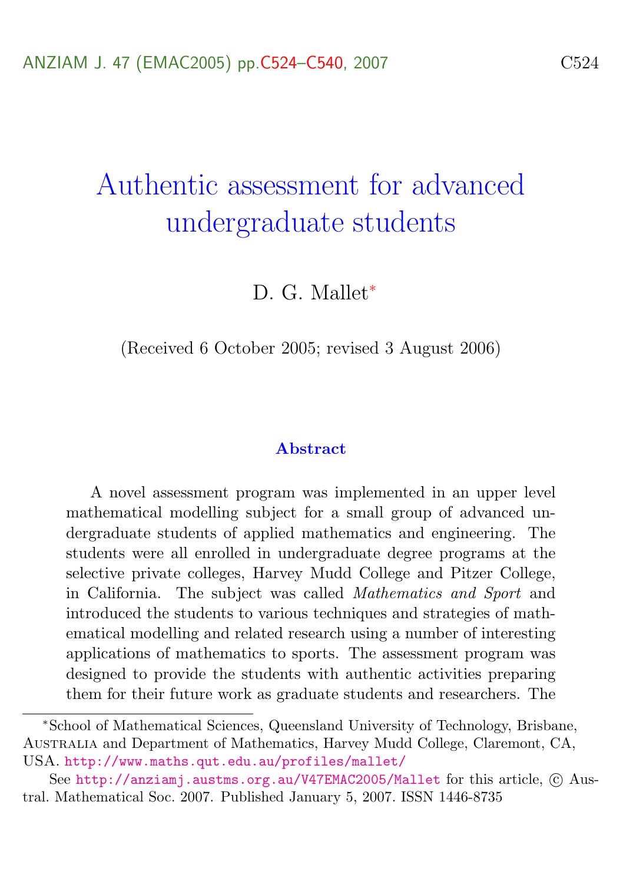# Authentic assessment for advanced undergraduate students

D. G. Mallet[*]

(Received 6 October 2005; revised 3 August 2006)

## Abstract

A novel assessment program was implemented in an upper level mathematical modelling subject for a small group of advanced undergraduate students of applied mathematics and engineering. The students were all enrolled in undergraduate degree programs at the selective private colleges, Harvey Mudd College and Pitzer College, in California. The subject was called *Mathematics and Sport* and introduced the students to various techniques and strategies of mathematical modelling and related research using a number of interesting applications of mathematics to sports. The assessment program was designed to provide the students with authentic activities preparing them for their future work as graduate students and researchers. The

---

[*]School of Mathematical Sciences, Queensland University of Technology, Brisbane, Australia and Department of Mathematics, Harvey Mudd College, Claremont, CA, USA. http://www.maths.qut.edu.au/profiles/mallet/

See http://anziamj.austms.org.au/V47EMAC2005/Mallet for this article, © Austral. Mathematical Soc. 2007. Published January 5, 2007. ISSN 1446-8735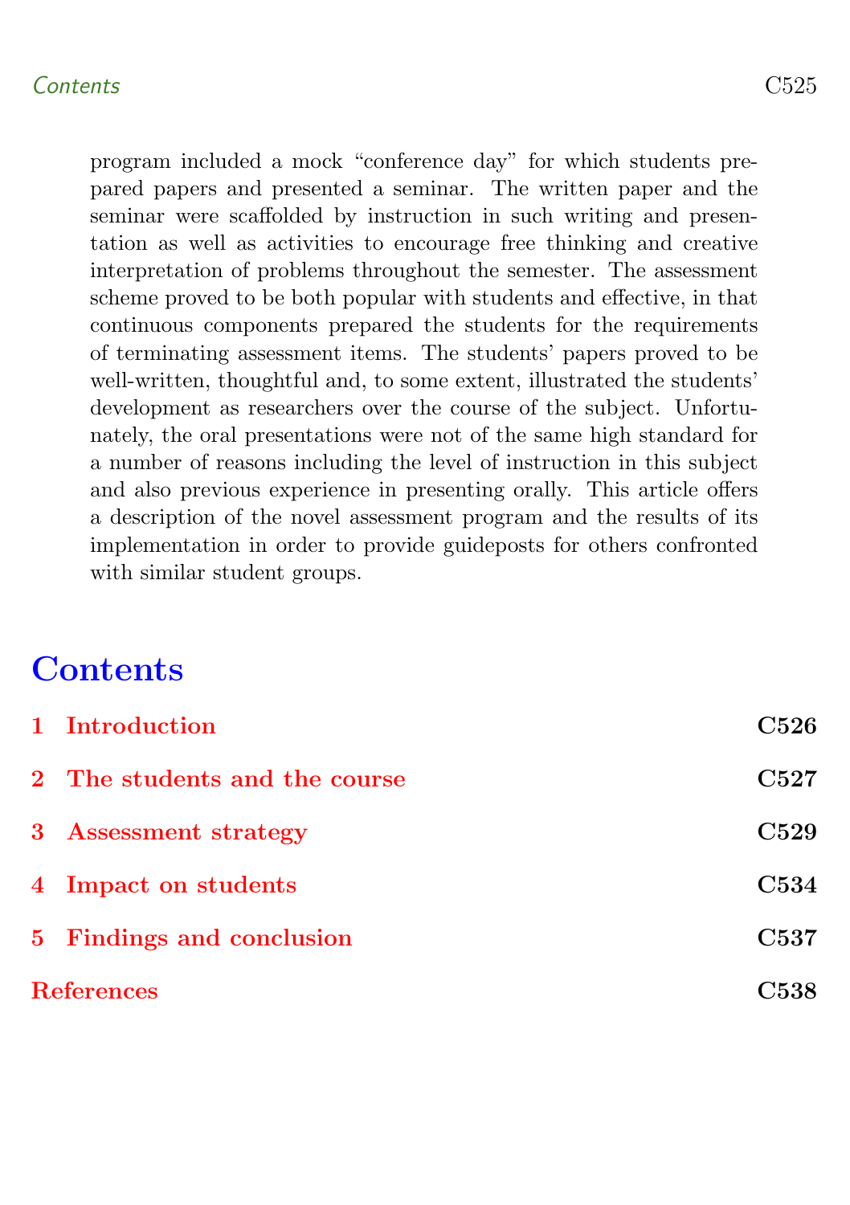program included a mock "conference day" for which students prepared papers and presented a seminar. The written paper and the seminar were scaffolded by instruction in such writing and presentation as well as activities to encourage free thinking and creative interpretation of problems throughout the semester. The assessment scheme proved to be both popular with students and effective, in that continuous components prepared the students for the requirements of terminating assessment items. The students' papers proved to be well-written, thoughtful and, to some extent, illustrated the students' development as researchers over the course of the subject. Unfortunately, the oral presentations were not of the same high standard for a number of reasons including the level of instruction in this subject and also previous experience in presenting orally. This article offers a description of the novel assessment program and the results of its implementation in order to provide guideposts for others confronted with similar student groups.

# Contents

1 Introduction C526

2 The students and the course C527

3 Assessment strategy C529

4 Impact on students C534

5 Findings and conclusion C537

References C538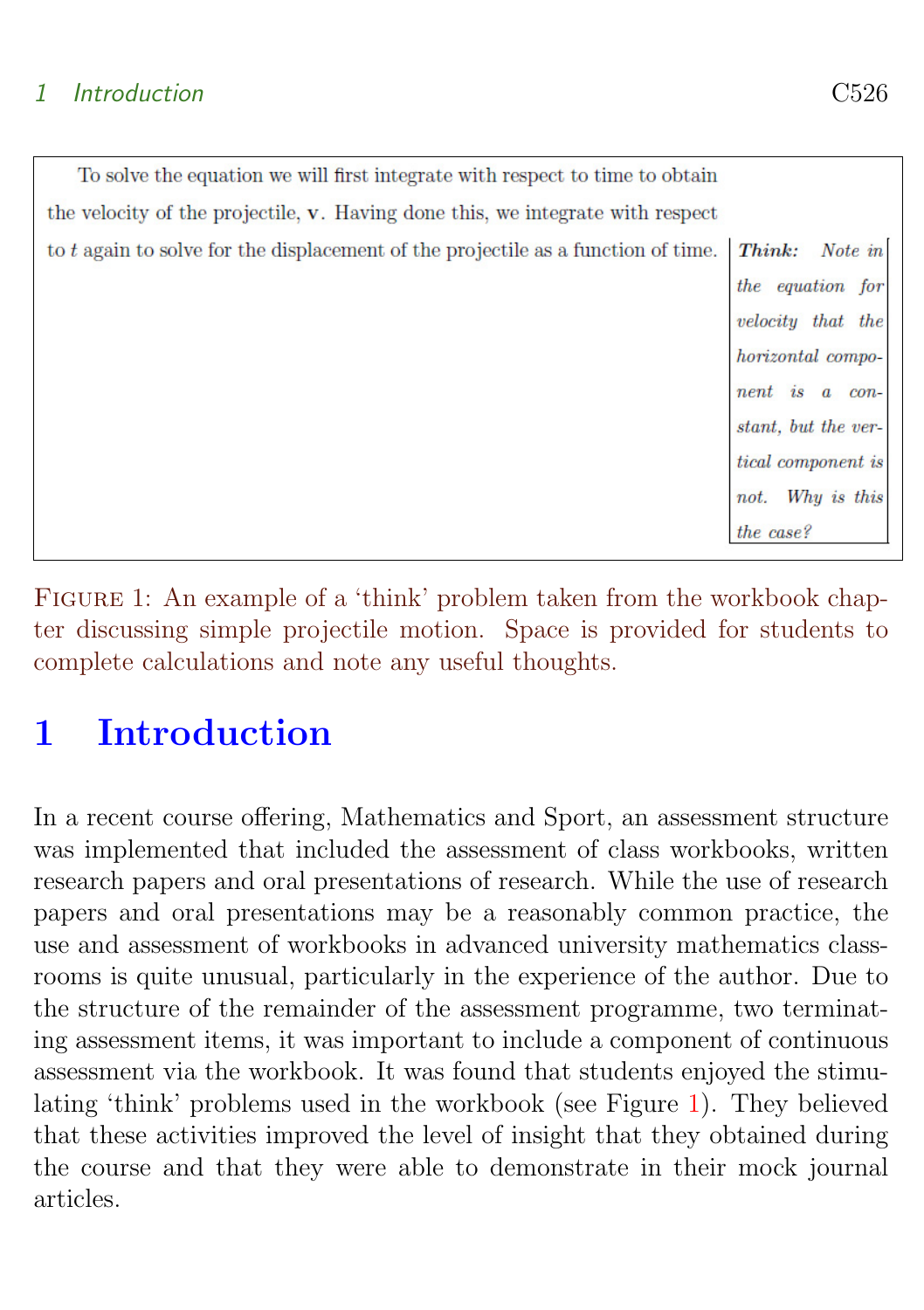To solve the equation we will first integrate with respect to time to obtain the velocity of the projectile, $\mathbf{v}$. Having done this, we integrate with respect to $t$ again to solve for the displacement of the projectile as a function of time.

> ***Think:*** *Note in the equation for velocity that the horizontal component is a constant, but the vertical component is not. Why is this the case?*

Figure 1: An example of a 'think' problem taken from the workbook chapter discussing simple projectile motion. Space is provided for students to complete calculations and note any useful thoughts.

# 1 Introduction

In a recent course offering, Mathematics and Sport, an assessment structure was implemented that included the assessment of class workbooks, written research papers and oral presentations of research. While the use of research papers and oral presentations may be a reasonably common practice, the use and assessment of workbooks in advanced university mathematics classrooms is quite unusual, particularly in the experience of the author. Due to the structure of the remainder of the assessment programme, two terminating assessment items, it was important to include a component of continuous assessment via the workbook. It was found that students enjoyed the stimulating 'think' problems used in the workbook (see Figure 1). They believed that these activities improved the level of insight that they obtained during the course and that they were able to demonstrate in their mock journal articles.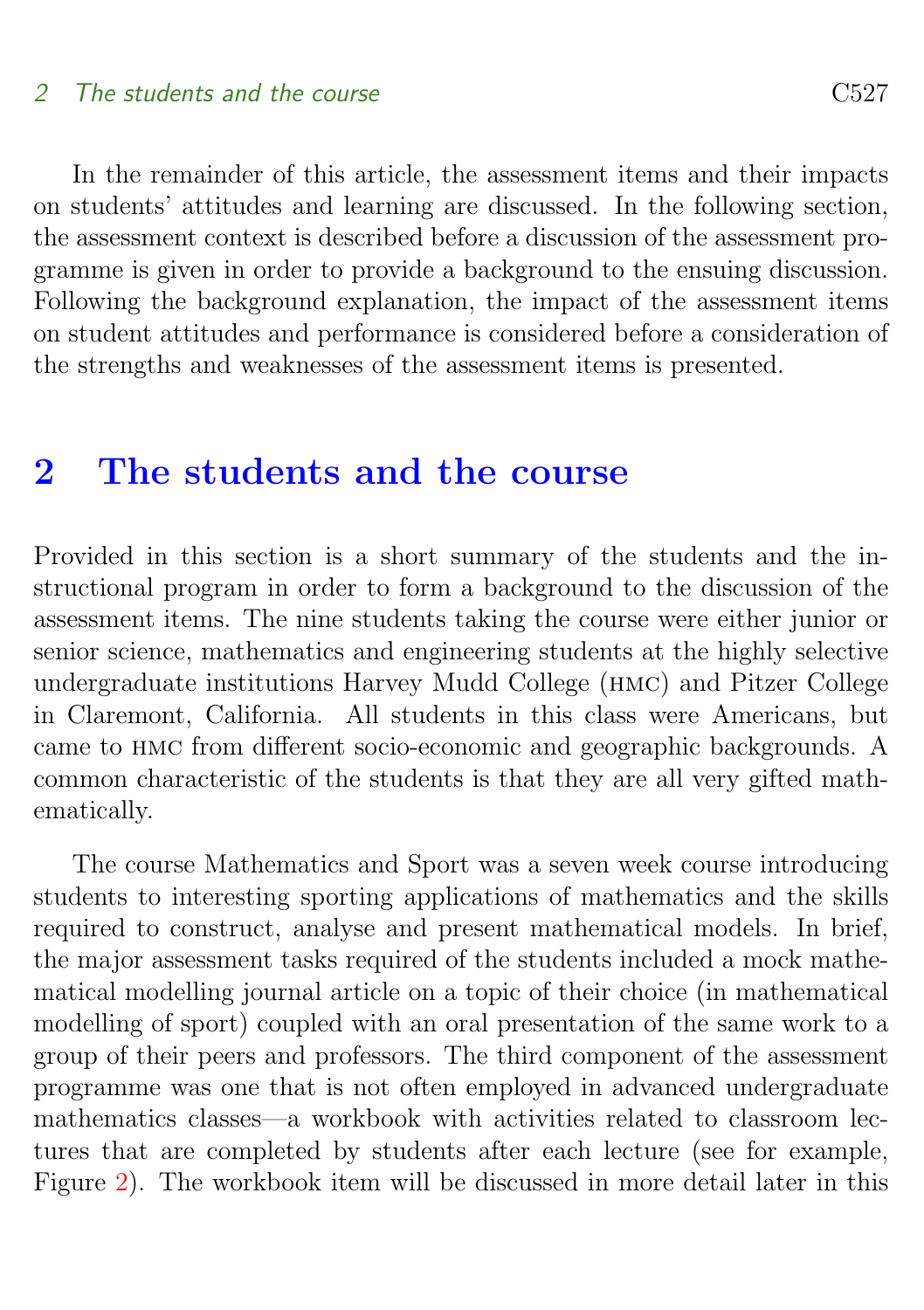In the remainder of this article, the assessment items and their impacts on students' attitudes and learning are discussed. In the following section, the assessment context is described before a discussion of the assessment programme is given in order to provide a background to the ensuing discussion. Following the background explanation, the impact of the assessment items on student attitudes and performance is considered before a consideration of the strengths and weaknesses of the assessment items is presented.

## 2 The students and the course

Provided in this section is a short summary of the students and the instructional program in order to form a background to the discussion of the assessment items. The nine students taking the course were either junior or senior science, mathematics and engineering students at the highly selective undergraduate institutions Harvey Mudd College (HMC) and Pitzer College in Claremont, California. All students in this class were Americans, but came to HMC from different socio-economic and geographic backgrounds. A common characteristic of the students is that they are all very gifted mathematically.

The course Mathematics and Sport was a seven week course introducing students to interesting sporting applications of mathematics and the skills required to construct, analyse and present mathematical models. In brief, the major assessment tasks required of the students included a mock mathematical modelling journal article on a topic of their choice (in mathematical modelling of sport) coupled with an oral presentation of the same work to a group of their peers and professors. The third component of the assessment programme was one that is not often employed in advanced undergraduate mathematics classes—a workbook with activities related to classroom lectures that are completed by students after each lecture (see for example, Figure 2). The workbook item will be discussed in more detail later in this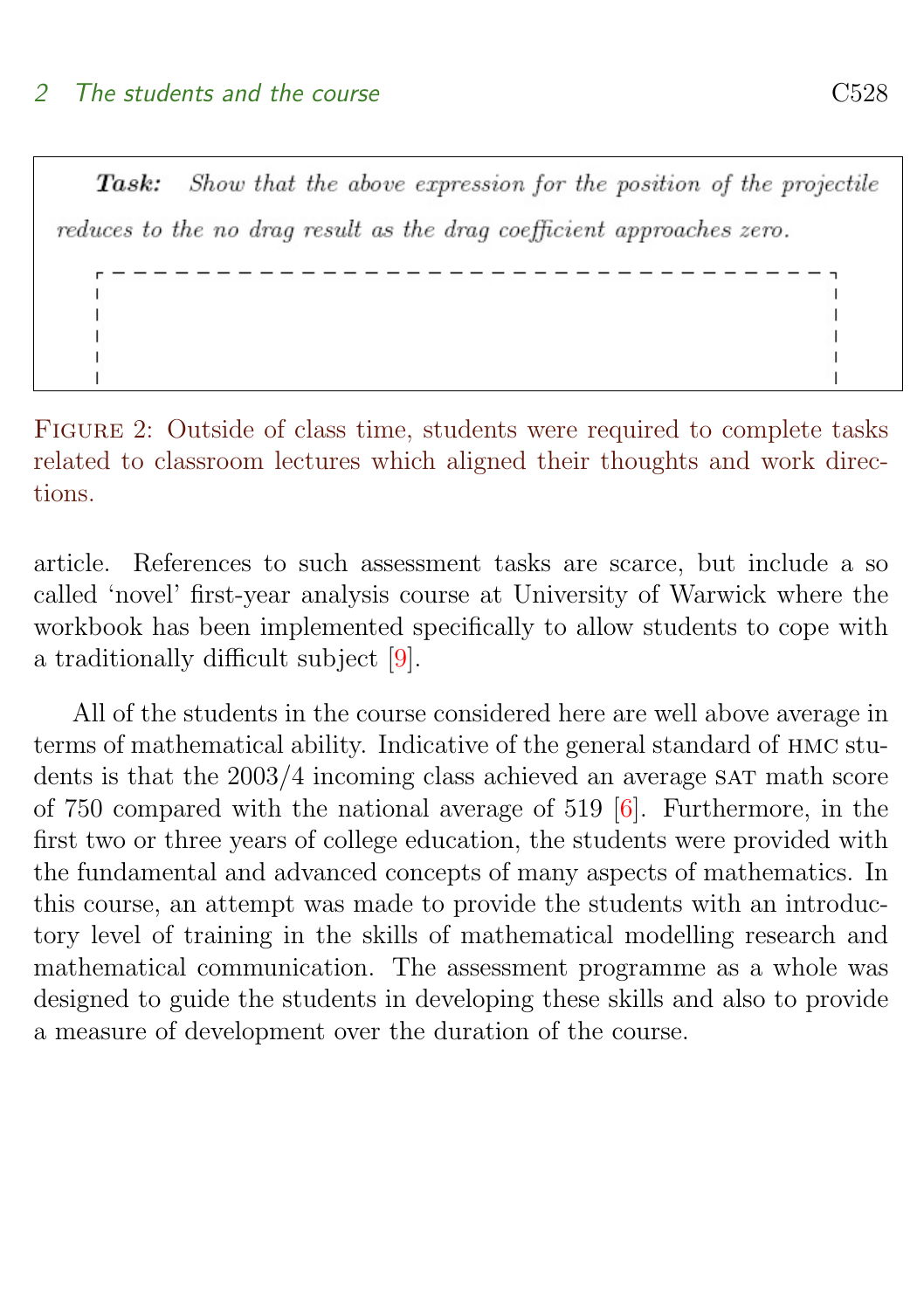**Task:** *Show that the above expression for the position of the projectile reduces to the no drag result as the drag coefficient approaches zero.*

Figure 2: Outside of class time, students were required to complete tasks related to classroom lectures which aligned their thoughts and work directions.

article. References to such assessment tasks are scarce, but include a so called 'novel' first-year analysis course at University of Warwick where the workbook has been implemented specifically to allow students to cope with a traditionally difficult subject [9].

All of the students in the course considered here are well above average in terms of mathematical ability. Indicative of the general standard of HMC students is that the 2003/4 incoming class achieved an average SAT math score of 750 compared with the national average of 519 [6]. Furthermore, in the first two or three years of college education, the students were provided with the fundamental and advanced concepts of many aspects of mathematics. In this course, an attempt was made to provide the students with an introductory level of training in the skills of mathematical modelling research and mathematical communication. The assessment programme as a whole was designed to guide the students in developing these skills and also to provide a measure of development over the duration of the course.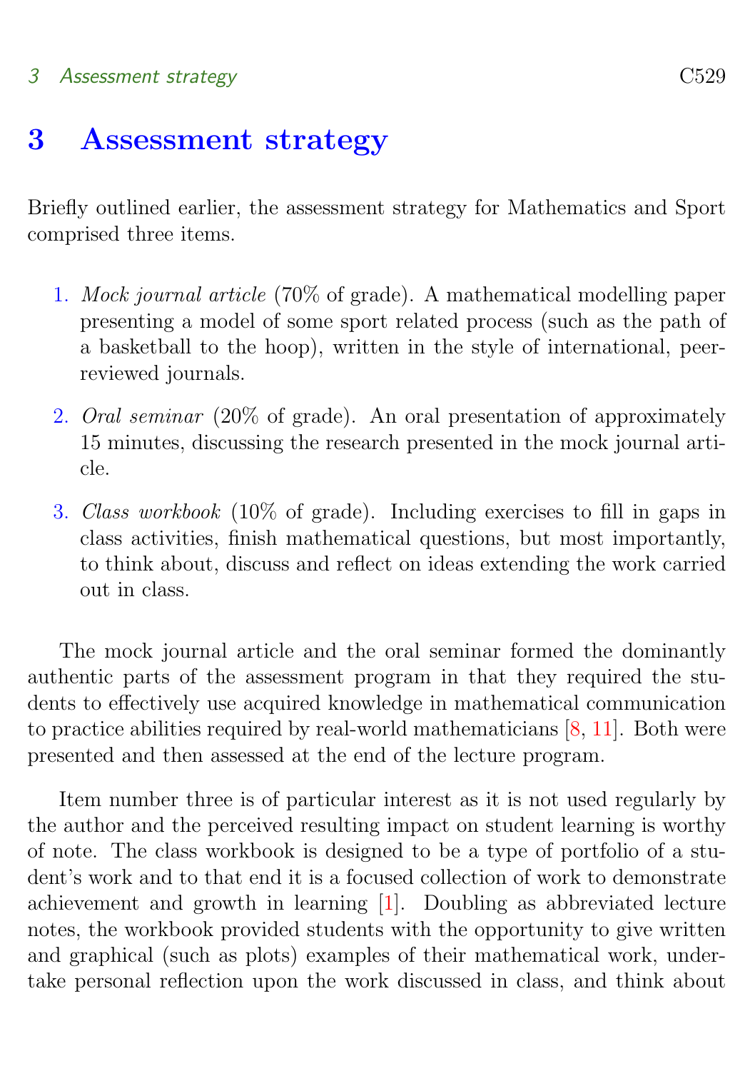# 3 Assessment strategy

Briefly outlined earlier, the assessment strategy for Mathematics and Sport comprised three items.

1. *Mock journal article* (70% of grade). A mathematical modelling paper presenting a model of some sport related process (such as the path of a basketball to the hoop), written in the style of international, peer-reviewed journals.
2. *Oral seminar* (20% of grade). An oral presentation of approximately 15 minutes, discussing the research presented in the mock journal article.
3. *Class workbook* (10% of grade). Including exercises to fill in gaps in class activities, finish mathematical questions, but most importantly, to think about, discuss and reflect on ideas extending the work carried out in class.

The mock journal article and the oral seminar formed the dominantly authentic parts of the assessment program in that they required the students to effectively use acquired knowledge in mathematical communication to practice abilities required by real-world mathematicians [8, 11]. Both were presented and then assessed at the end of the lecture program.

Item number three is of particular interest as it is not used regularly by the author and the perceived resulting impact on student learning is worthy of note. The class workbook is designed to be a type of portfolio of a student's work and to that end it is a focused collection of work to demonstrate achievement and growth in learning [1]. Doubling as abbreviated lecture notes, the workbook provided students with the opportunity to give written and graphical (such as plots) examples of their mathematical work, undertake personal reflection upon the work discussed in class, and think about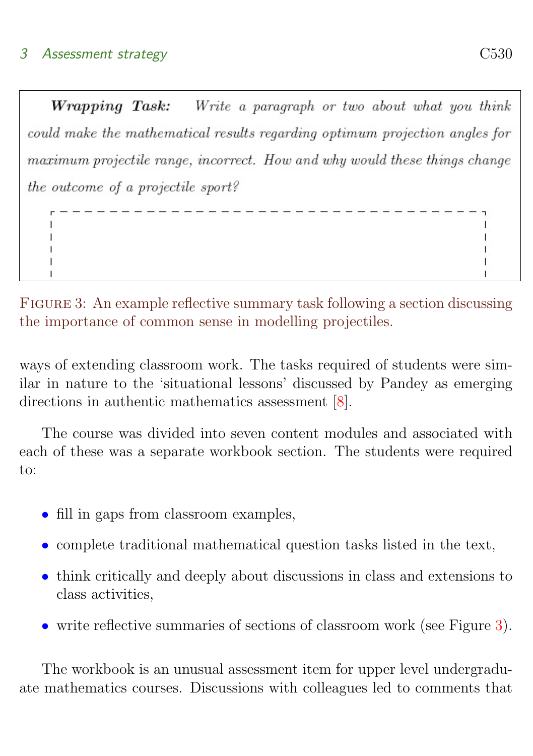> ***Wrapping Task:*** *Write a paragraph or two about what you think could make the mathematical results regarding optimum projection angles for maximum projectile range, incorrect. How and why would these things change the outcome of a projectile sport?*

FIGURE 3: An example reflective summary task following a section discussing the importance of common sense in modelling projectiles.

ways of extending classroom work. The tasks required of students were similar in nature to the 'situational lessons' discussed by Pandey as emerging directions in authentic mathematics assessment [8].

The course was divided into seven content modules and associated with each of these was a separate workbook section. The students were required to:

- fill in gaps from classroom examples,
- complete traditional mathematical question tasks listed in the text,
- think critically and deeply about discussions in class and extensions to class activities,
- write reflective summaries of sections of classroom work (see Figure 3).

The workbook is an unusual assessment item for upper level undergraduate mathematics courses. Discussions with colleagues led to comments that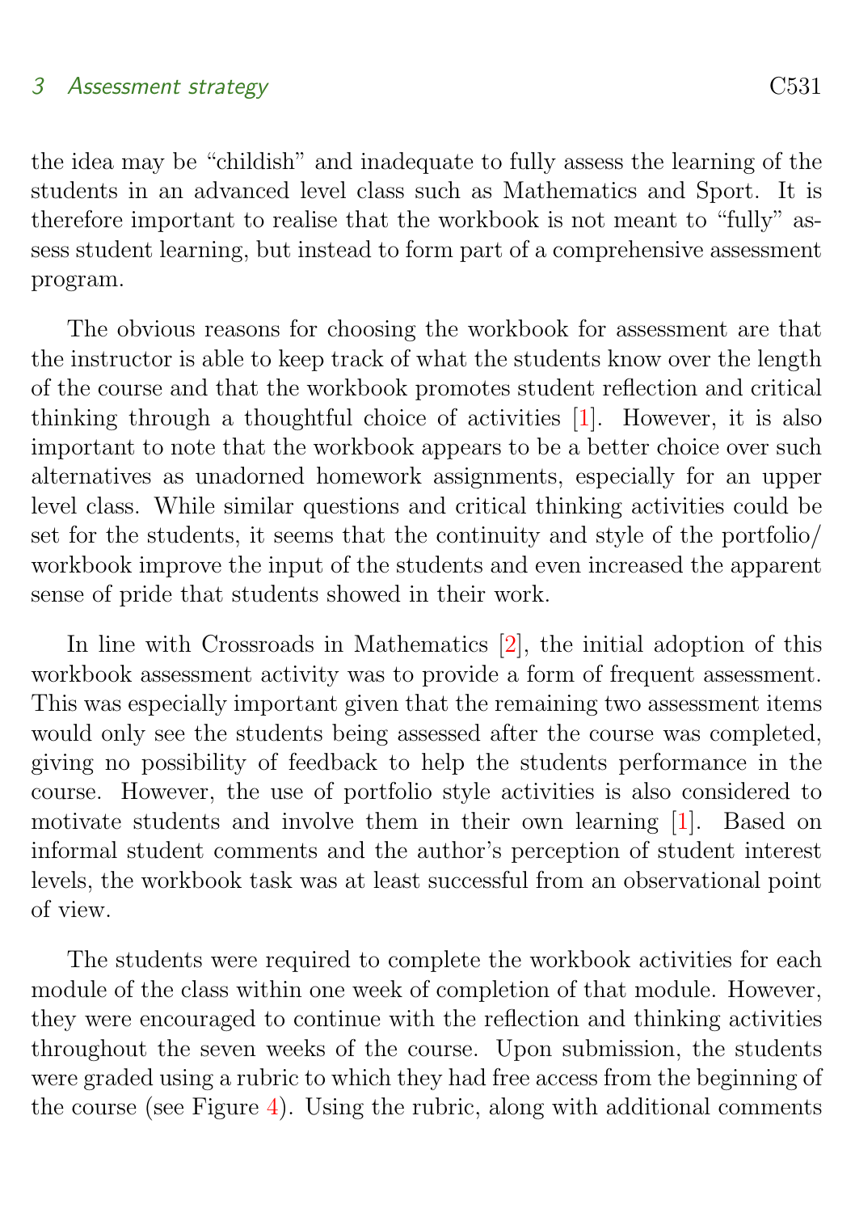the idea may be "childish" and inadequate to fully assess the learning of the students in an advanced level class such as Mathematics and Sport. It is therefore important to realise that the workbook is not meant to "fully" assess student learning, but instead to form part of a comprehensive assessment program.

The obvious reasons for choosing the workbook for assessment are that the instructor is able to keep track of what the students know over the length of the course and that the workbook promotes student reflection and critical thinking through a thoughtful choice of activities [1]. However, it is also important to note that the workbook appears to be a better choice over such alternatives as unadorned homework assignments, especially for an upper level class. While similar questions and critical thinking activities could be set for the students, it seems that the continuity and style of the portfolio/ workbook improve the input of the students and even increased the apparent sense of pride that students showed in their work.

In line with Crossroads in Mathematics [2], the initial adoption of this workbook assessment activity was to provide a form of frequent assessment. This was especially important given that the remaining two assessment items would only see the students being assessed after the course was completed, giving no possibility of feedback to help the students performance in the course. However, the use of portfolio style activities is also considered to motivate students and involve them in their own learning [1]. Based on informal student comments and the author's perception of student interest levels, the workbook task was at least successful from an observational point of view.

The students were required to complete the workbook activities for each module of the class within one week of completion of that module. However, they were encouraged to continue with the reflection and thinking activities throughout the seven weeks of the course. Upon submission, the students were graded using a rubric to which they had free access from the beginning of the course (see Figure 4). Using the rubric, along with additional comments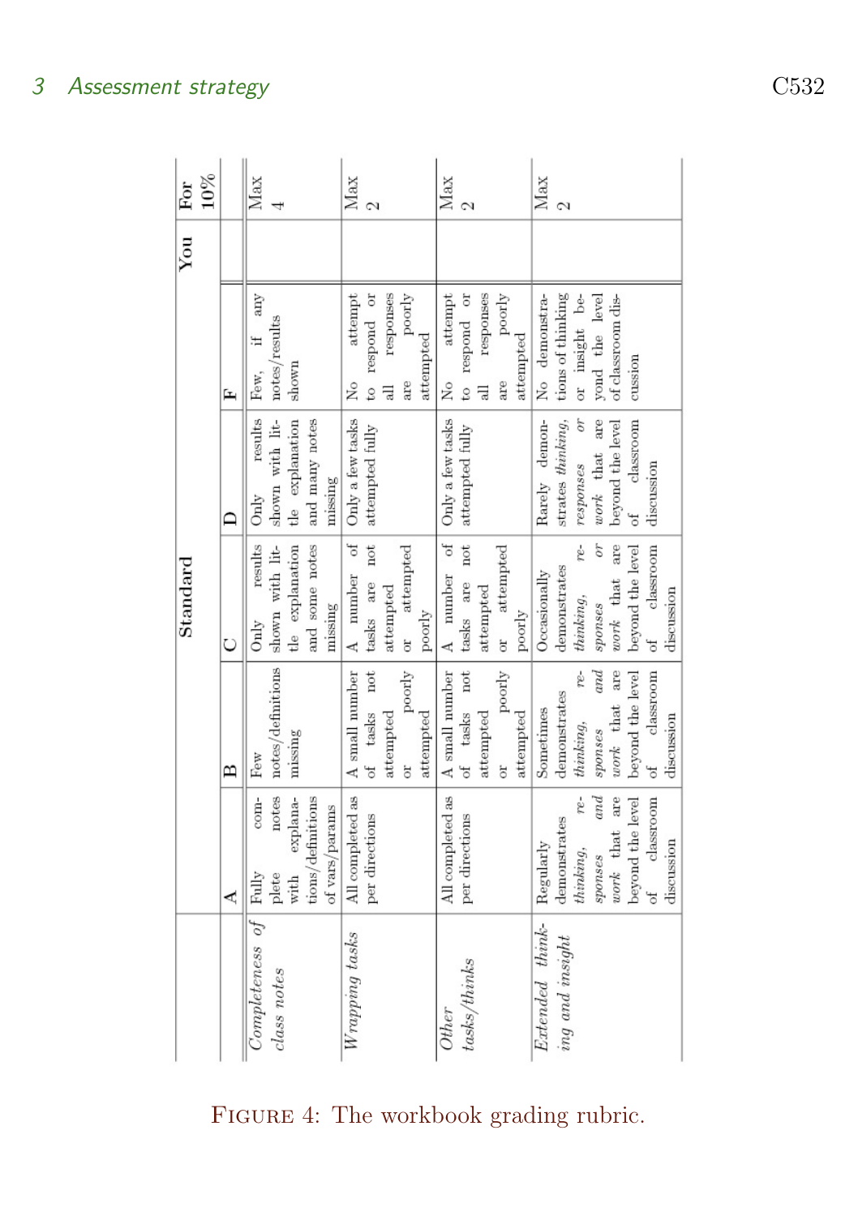| | Standard | | | | | You | For 10% |
|---|---|---|---|---|---|---|---|
| | A | B | C | D | F | | |
| *Completeness of class notes* | Fully complete notes with explanations/definitions of vars/params | Few notes/definitions missing | Only results shown with little explanation and some notes missing | Only results shown with little explanation and many notes missing | Few, if any notes/results shown | | Max 4 |
| *Wrapping tasks* | All completed as per directions | A small number of tasks not attempted or poorly attempted | A number of tasks are not attempted or attempted poorly | Only a few tasks attempted fully | No attempt to respond or all responses are poorly attempted | | Max 2 |
| *Other tasks/thinks* | All completed as per directions | A small number of tasks not attempted or poorly attempted | A number of tasks are not attempted or attempted poorly | Only a few tasks attempted fully | No attempt to respond or all responses are poorly attempted | | Max 2 |
| *Extended thinking and insight* | Regularly demonstrates *thinking, responses and work* that are beyond the level of classroom discussion | Sometimes demonstrates *thinking, responses and work* that are beyond the level of classroom discussion | Occasionally demonstrates *thinking, responses or work* that are beyond the level of classroom discussion | Rarely demonstrates *thinking, responses or work* that are beyond the level of classroom discussion | No demonstrations of thinking or insight beyond the level of classroom discussion | | Max 2 |

Figure 4: The workbook grading rubric.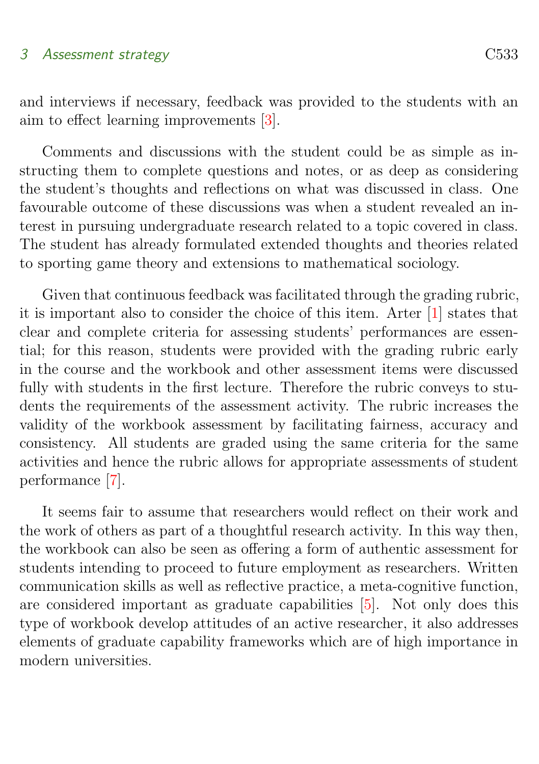and interviews if necessary, feedback was provided to the students with an aim to effect learning improvements [3].

Comments and discussions with the student could be as simple as instructing them to complete questions and notes, or as deep as considering the student's thoughts and reflections on what was discussed in class. One favourable outcome of these discussions was when a student revealed an interest in pursuing undergraduate research related to a topic covered in class. The student has already formulated extended thoughts and theories related to sporting game theory and extensions to mathematical sociology.

Given that continuous feedback was facilitated through the grading rubric, it is important also to consider the choice of this item. Arter [1] states that clear and complete criteria for assessing students' performances are essential; for this reason, students were provided with the grading rubric early in the course and the workbook and other assessment items were discussed fully with students in the first lecture. Therefore the rubric conveys to students the requirements of the assessment activity. The rubric increases the validity of the workbook assessment by facilitating fairness, accuracy and consistency. All students are graded using the same criteria for the same activities and hence the rubric allows for appropriate assessments of student performance [7].

It seems fair to assume that researchers would reflect on their work and the work of others as part of a thoughtful research activity. In this way then, the workbook can also be seen as offering a form of authentic assessment for students intending to proceed to future employment as researchers. Written communication skills as well as reflective practice, a meta-cognitive function, are considered important as graduate capabilities [5]. Not only does this type of workbook develop attitudes of an active researcher, it also addresses elements of graduate capability frameworks which are of high importance in modern universities.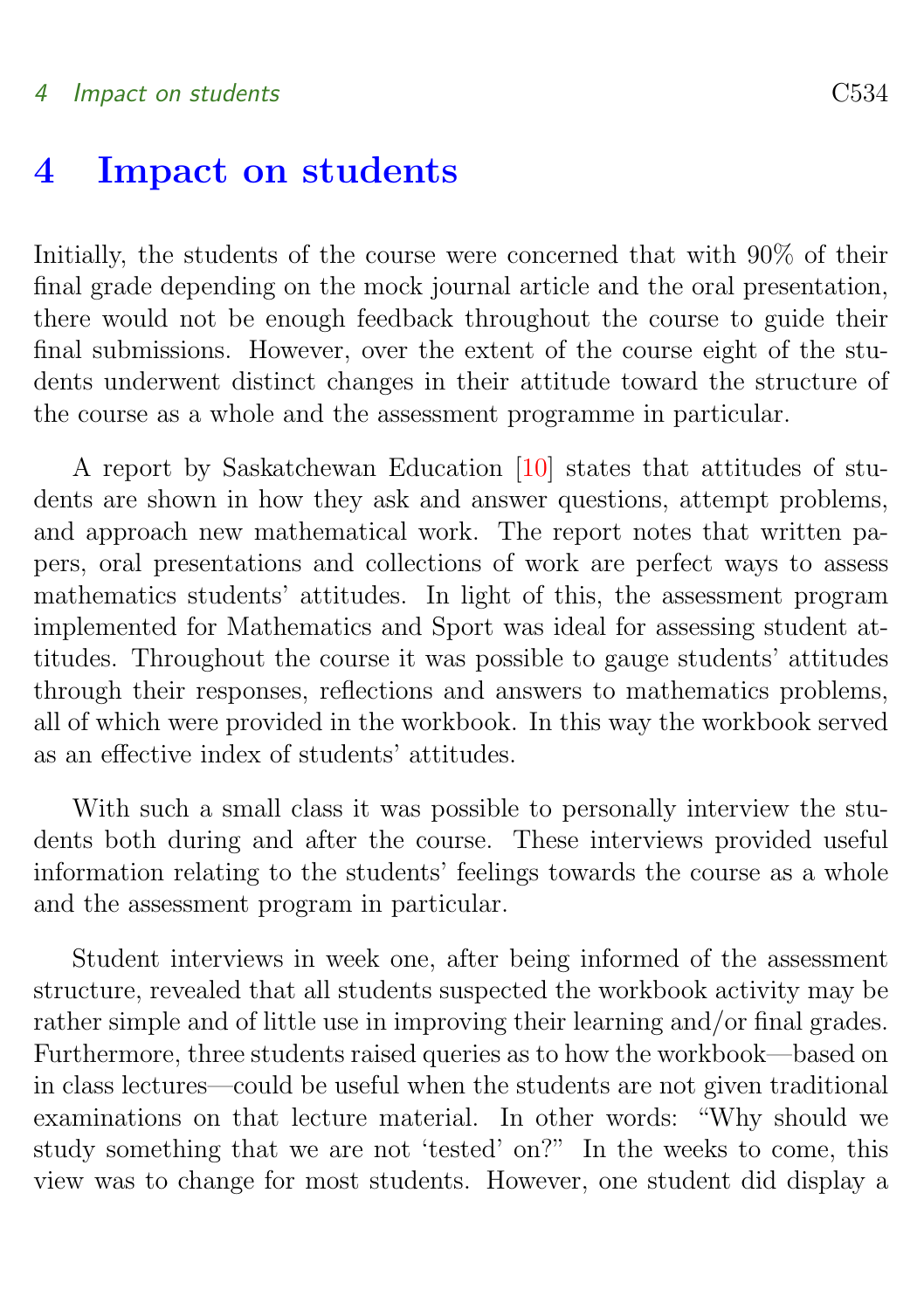# 4 Impact on students

Initially, the students of the course were concerned that with 90% of their final grade depending on the mock journal article and the oral presentation, there would not be enough feedback throughout the course to guide their final submissions. However, over the extent of the course eight of the students underwent distinct changes in their attitude toward the structure of the course as a whole and the assessment programme in particular.

A report by Saskatchewan Education [10] states that attitudes of students are shown in how they ask and answer questions, attempt problems, and approach new mathematical work. The report notes that written papers, oral presentations and collections of work are perfect ways to assess mathematics students' attitudes. In light of this, the assessment program implemented for Mathematics and Sport was ideal for assessing student attitudes. Throughout the course it was possible to gauge students' attitudes through their responses, reflections and answers to mathematics problems, all of which were provided in the workbook. In this way the workbook served as an effective index of students' attitudes.

With such a small class it was possible to personally interview the students both during and after the course. These interviews provided useful information relating to the students' feelings towards the course as a whole and the assessment program in particular.

Student interviews in week one, after being informed of the assessment structure, revealed that all students suspected the workbook activity may be rather simple and of little use in improving their learning and/or final grades. Furthermore, three students raised queries as to how the workbook—based on in class lectures—could be useful when the students are not given traditional examinations on that lecture material. In other words: "Why should we study something that we are not 'tested' on?" In the weeks to come, this view was to change for most students. However, one student did display a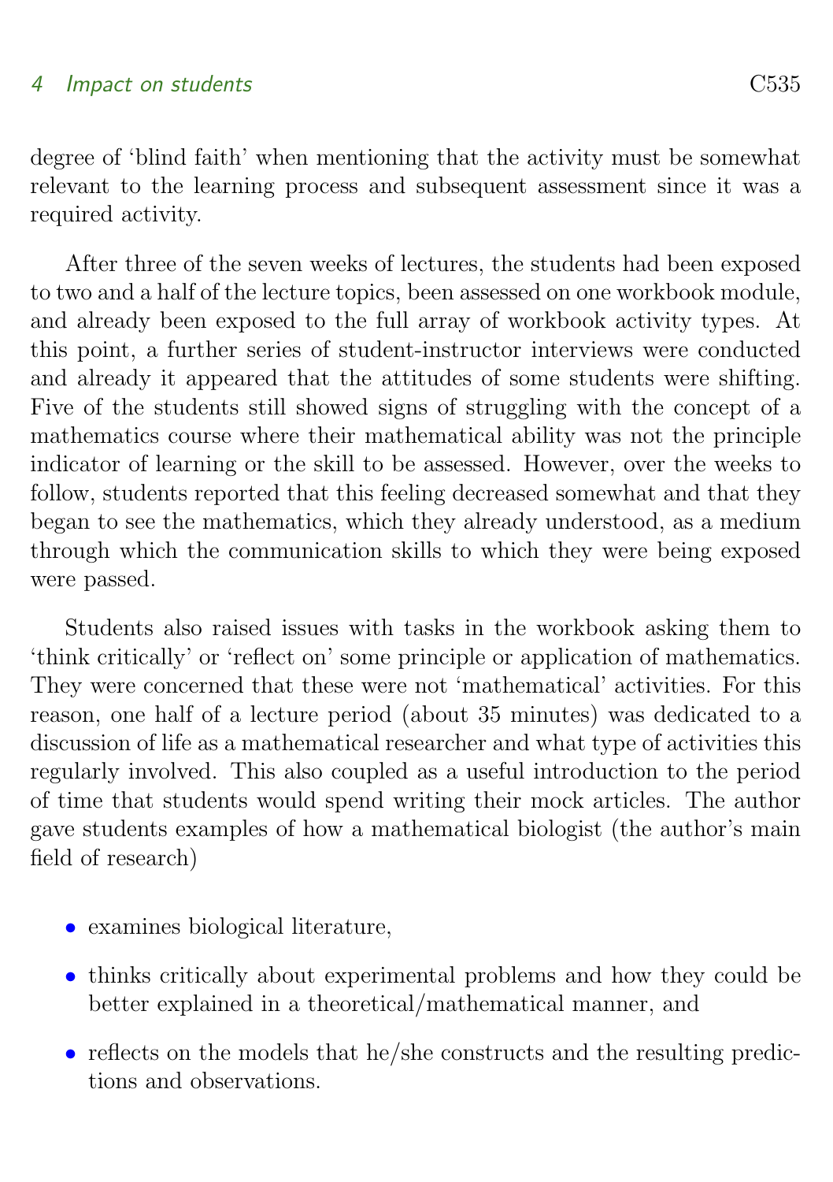degree of 'blind faith' when mentioning that the activity must be somewhat relevant to the learning process and subsequent assessment since it was a required activity.

After three of the seven weeks of lectures, the students had been exposed to two and a half of the lecture topics, been assessed on one workbook module, and already been exposed to the full array of workbook activity types. At this point, a further series of student-instructor interviews were conducted and already it appeared that the attitudes of some students were shifting. Five of the students still showed signs of struggling with the concept of a mathematics course where their mathematical ability was not the principle indicator of learning or the skill to be assessed. However, over the weeks to follow, students reported that this feeling decreased somewhat and that they began to see the mathematics, which they already understood, as a medium through which the communication skills to which they were being exposed were passed.

Students also raised issues with tasks in the workbook asking them to 'think critically' or 'reflect on' some principle or application of mathematics. They were concerned that these were not 'mathematical' activities. For this reason, one half of a lecture period (about 35 minutes) was dedicated to a discussion of life as a mathematical researcher and what type of activities this regularly involved. This also coupled as a useful introduction to the period of time that students would spend writing their mock articles. The author gave students examples of how a mathematical biologist (the author's main field of research)

- examines biological literature,
- thinks critically about experimental problems and how they could be better explained in a theoretical/mathematical manner, and
- reflects on the models that he/she constructs and the resulting predictions and observations.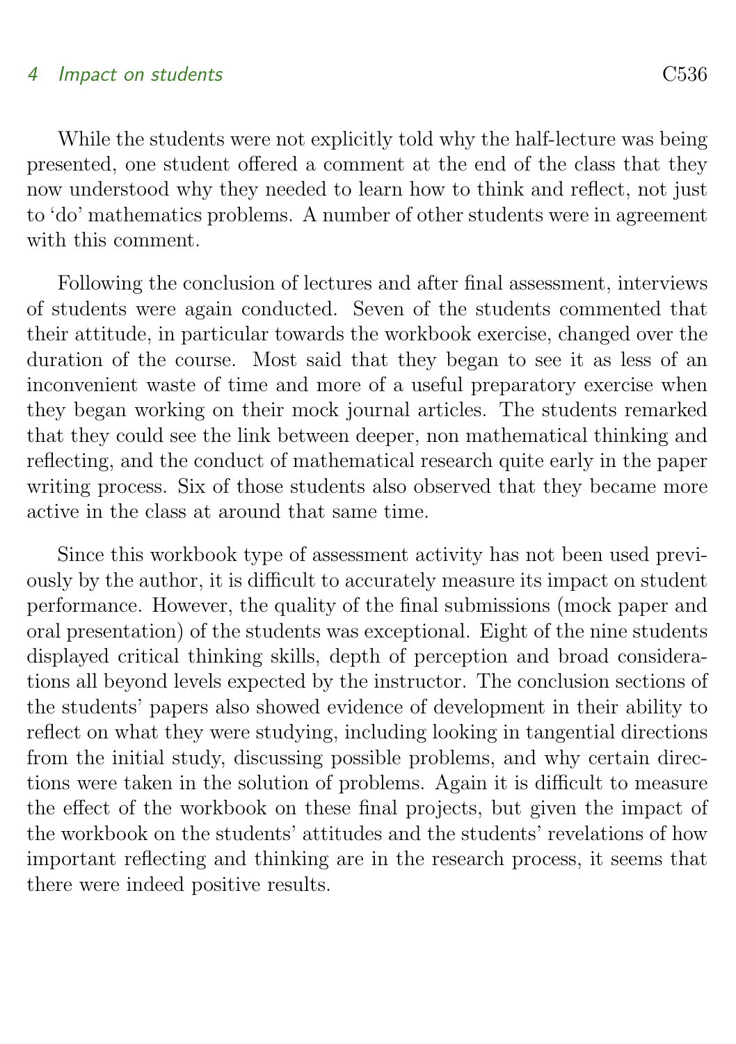While the students were not explicitly told why the half-lecture was being presented, one student offered a comment at the end of the class that they now understood why they needed to learn how to think and reflect, not just to 'do' mathematics problems. A number of other students were in agreement with this comment.

Following the conclusion of lectures and after final assessment, interviews of students were again conducted. Seven of the students commented that their attitude, in particular towards the workbook exercise, changed over the duration of the course. Most said that they began to see it as less of an inconvenient waste of time and more of a useful preparatory exercise when they began working on their mock journal articles. The students remarked that they could see the link between deeper, non mathematical thinking and reflecting, and the conduct of mathematical research quite early in the paper writing process. Six of those students also observed that they became more active in the class at around that same time.

Since this workbook type of assessment activity has not been used previously by the author, it is difficult to accurately measure its impact on student performance. However, the quality of the final submissions (mock paper and oral presentation) of the students was exceptional. Eight of the nine students displayed critical thinking skills, depth of perception and broad considerations all beyond levels expected by the instructor. The conclusion sections of the students' papers also showed evidence of development in their ability to reflect on what they were studying, including looking in tangential directions from the initial study, discussing possible problems, and why certain directions were taken in the solution of problems. Again it is difficult to measure the effect of the workbook on these final projects, but given the impact of the workbook on the students' attitudes and the students' revelations of how important reflecting and thinking are in the research process, it seems that there were indeed positive results.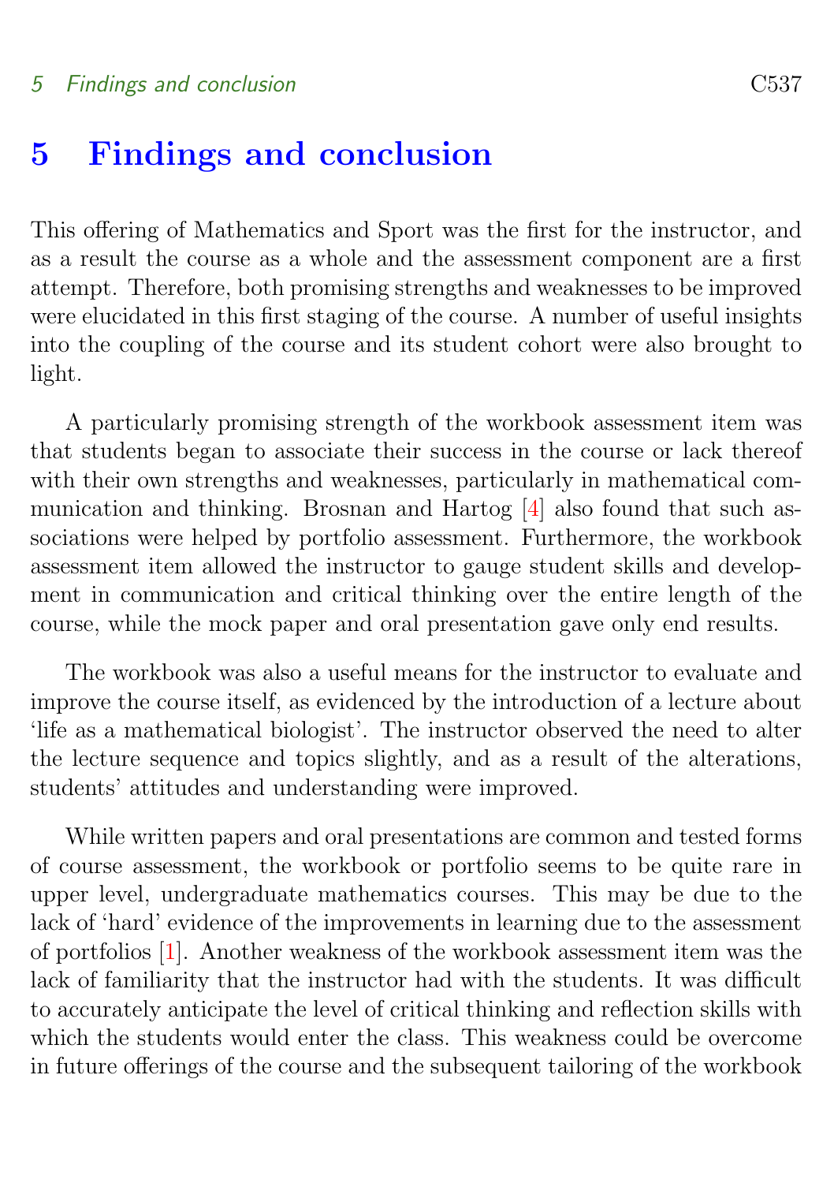## 5 Findings and conclusion

This offering of Mathematics and Sport was the first for the instructor, and as a result the course as a whole and the assessment component are a first attempt. Therefore, both promising strengths and weaknesses to be improved were elucidated in this first staging of the course. A number of useful insights into the coupling of the course and its student cohort were also brought to light.

A particularly promising strength of the workbook assessment item was that students began to associate their success in the course or lack thereof with their own strengths and weaknesses, particularly in mathematical communication and thinking. Brosnan and Hartog [4] also found that such associations were helped by portfolio assessment. Furthermore, the workbook assessment item allowed the instructor to gauge student skills and development in communication and critical thinking over the entire length of the course, while the mock paper and oral presentation gave only end results.

The workbook was also a useful means for the instructor to evaluate and improve the course itself, as evidenced by the introduction of a lecture about 'life as a mathematical biologist'. The instructor observed the need to alter the lecture sequence and topics slightly, and as a result of the alterations, students' attitudes and understanding were improved.

While written papers and oral presentations are common and tested forms of course assessment, the workbook or portfolio seems to be quite rare in upper level, undergraduate mathematics courses. This may be due to the lack of 'hard' evidence of the improvements in learning due to the assessment of portfolios [1]. Another weakness of the workbook assessment item was the lack of familiarity that the instructor had with the students. It was difficult to accurately anticipate the level of critical thinking and reflection skills with which the students would enter the class. This weakness could be overcome in future offerings of the course and the subsequent tailoring of the workbook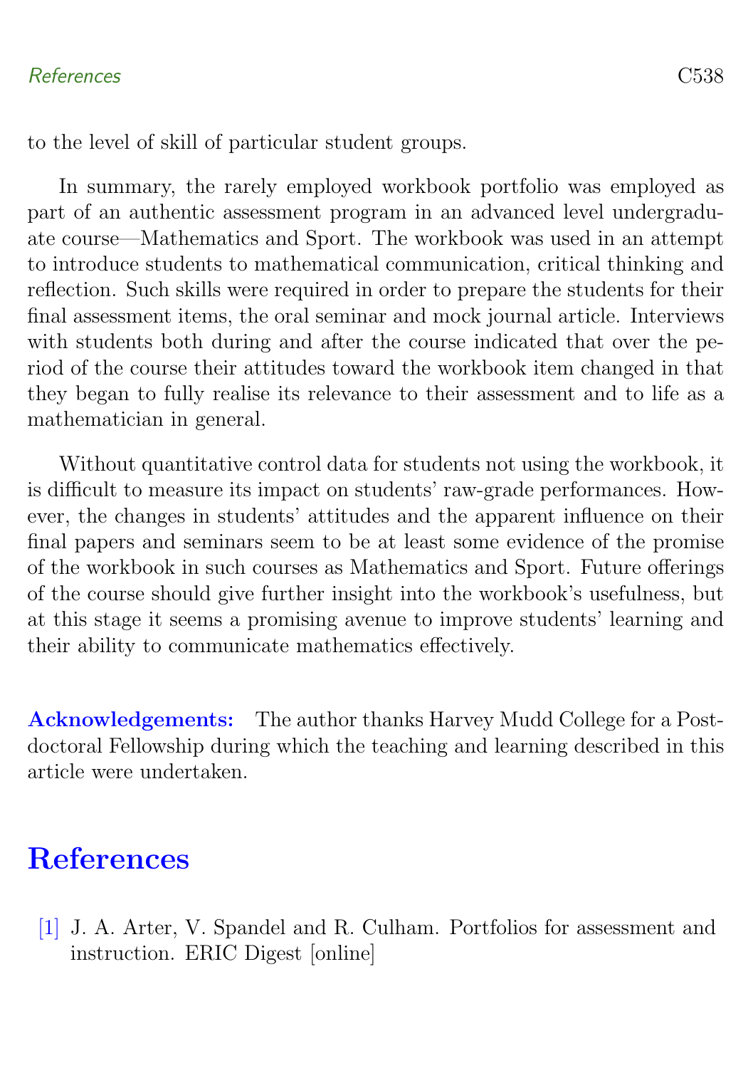to the level of skill of particular student groups.

In summary, the rarely employed workbook portfolio was employed as part of an authentic assessment program in an advanced level undergraduate course—Mathematics and Sport. The workbook was used in an attempt to introduce students to mathematical communication, critical thinking and reflection. Such skills were required in order to prepare the students for their final assessment items, the oral seminar and mock journal article. Interviews with students both during and after the course indicated that over the period of the course their attitudes toward the workbook item changed in that they began to fully realise its relevance to their assessment and to life as a mathematician in general.

Without quantitative control data for students not using the workbook, it is difficult to measure its impact on students' raw-grade performances. However, the changes in students' attitudes and the apparent influence on their final papers and seminars seem to be at least some evidence of the promise of the workbook in such courses as Mathematics and Sport. Future offerings of the course should give further insight into the workbook's usefulness, but at this stage it seems a promising avenue to improve students' learning and their ability to communicate mathematics effectively.

**Acknowledgements:** The author thanks Harvey Mudd College for a Postdoctoral Fellowship during which the teaching and learning described in this article were undertaken.

# References

[1] J. A. Arter, V. Spandel and R. Culham. Portfolios for assessment and instruction. ERIC Digest [online]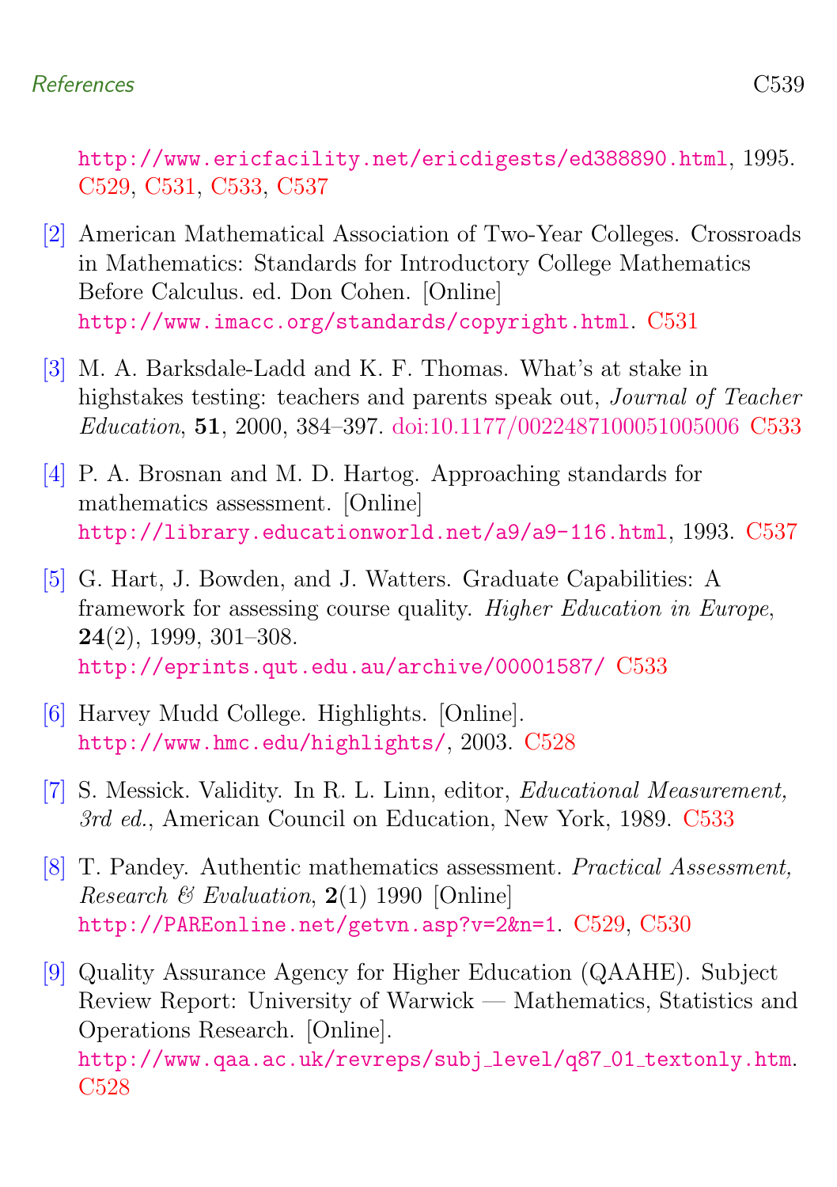http://www.ericfacility.net/ericdigests/ed388890.html, 1995. C529, C531, C533, C537

[2] American Mathematical Association of Two-Year Colleges. Crossroads in Mathematics: Standards for Introductory College Mathematics Before Calculus. ed. Don Cohen. [Online] http://www.imacc.org/standards/copyright.html. C531

[3] M. A. Barksdale-Ladd and K. F. Thomas. What's at stake in highstakes testing: teachers and parents speak out, *Journal of Teacher Education*, **51**, 2000, 384–397. doi:10.1177/0022487100051005006 C533

[4] P. A. Brosnan and M. D. Hartog. Approaching standards for mathematics assessment. [Online] http://library.educationworld.net/a9/a9-116.html, 1993. C537

[5] G. Hart, J. Bowden, and J. Watters. Graduate Capabilities: A framework for assessing course quality. *Higher Education in Europe*, **24**(2), 1999, 301–308. http://eprints.qut.edu.au/archive/00001587/ C533

[6] Harvey Mudd College. Highlights. [Online]. http://www.hmc.edu/highlights/, 2003. C528

[7] S. Messick. Validity. In R. L. Linn, editor, *Educational Measurement, 3rd ed.*, American Council on Education, New York, 1989. C533

[8] T. Pandey. Authentic mathematics assessment. *Practical Assessment, Research & Evaluation*, **2**(1) 1990 [Online] http://PAREonline.net/getvn.asp?v=2&n=1. C529, C530

[9] Quality Assurance Agency for Higher Education (QAAHE). Subject Review Report: University of Warwick — Mathematics, Statistics and Operations Research. [Online]. http://www.qaa.ac.uk/revreps/subj_level/q87_01_textonly.htm. C528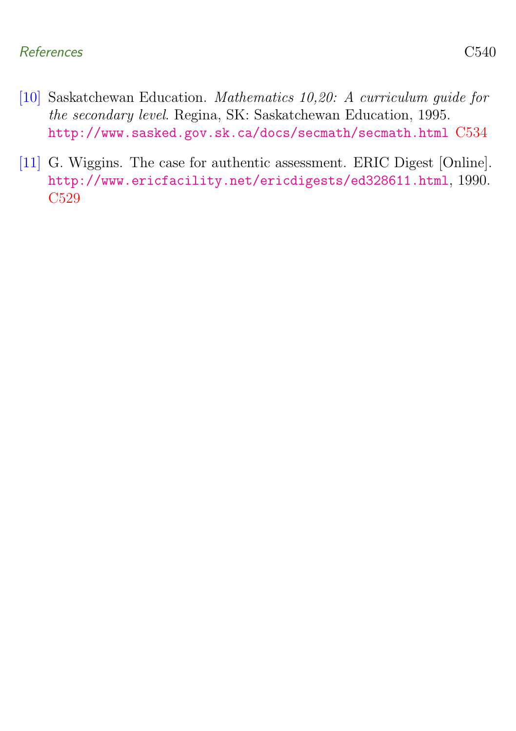[10] Saskatchewan Education. *Mathematics 10,20: A curriculum guide for the secondary level*. Regina, SK: Saskatchewan Education, 1995. http://www.sasked.gov.sk.ca/docs/secmath/secmath.html C534

[11] G. Wiggins. The case for authentic assessment. ERIC Digest [Online]. http://www.ericfacility.net/ericdigests/ed328611.html, 1990. C529